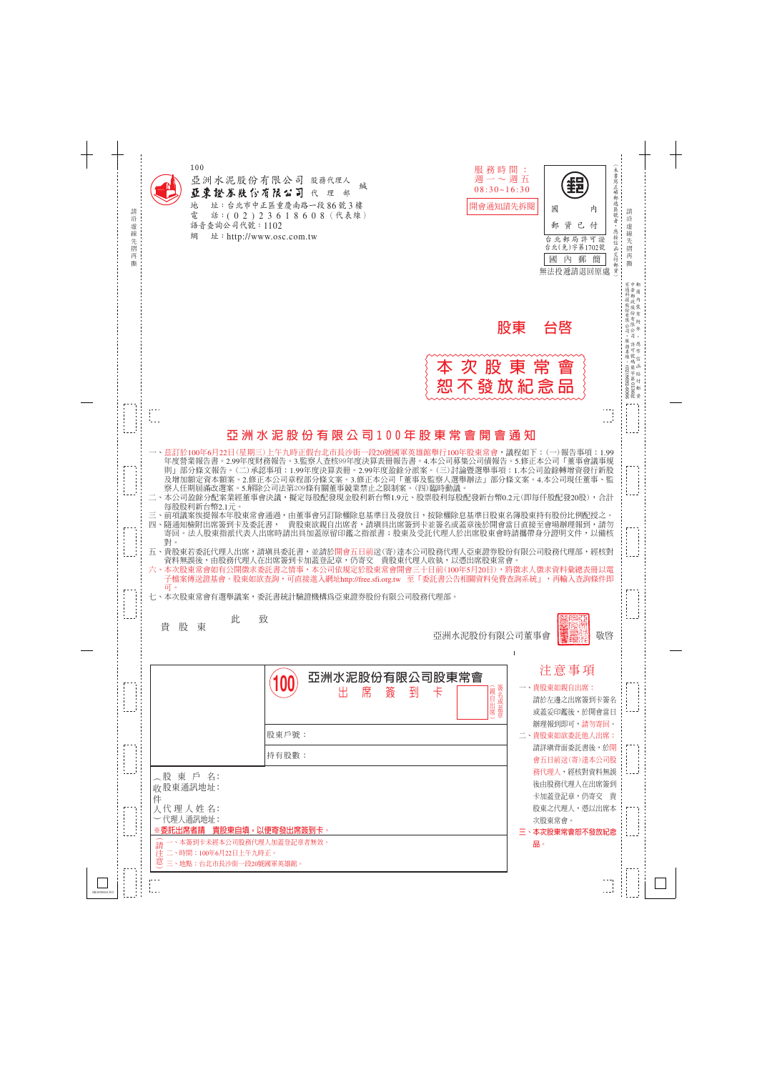100

亞洲水泥股份有限公司 股務代理人
亞東證券股份有限公司 代理部 緘

地　址：台北市中正區重慶南路一段86號3樓
電　話：(02)23618608（代表線）
語音查詢公司代號：1102
網　址：http://www.osc.com.tw

服務時間：
週一～週五
08:30~16:30

開會通知請先拆閱

國內 郵資已付
台北郵局許可證
台北(免)字第1702號
國內郵簡
無法投遞請退回原處

股東　台啟

本次股東常會
恕不發放紀念品

# 亞洲水泥股份有限公司100年股東常會開會通知

一、茲訂於100年6月22日(星期三)上午九時正假台北市長沙街一段20號國軍英雄館舉行100年股東常會，議程如下：(一)報告事項：1.99年度營業報告書。2.99年度財務報告。3.監察人查核99年度決算表冊報告書。4.本公司募集公司債報告。5.修正本公司「董事會議事規則」部分條文報告。(二)承認事項：1.99年度決算表冊。2.99年度盈餘分派案。(三)討論暨選舉事項：1.本公司盈餘轉增資發行新股及增加額定資本額案。2.修正本公司章程部分條文案。3.修正本公司「董事及監察人選舉辦法」部分條文案。4.本公司現任董事、監察人任期屆滿改選案。5.解除公司法第209條有關董事競業禁止之限制案。(四)臨時動議。

二、本公司盈餘分配案業經董事會決議，擬定每股配發現金股利新台幣1.9元、股票股利每股配發新台幣0.2元(即每仟股配發20股)，合計每股股利新台幣2.1元。

三、前項議案俟提報本年股東常會通過，由董事會另訂除權除息基準日及發放日，按除權除息基準日股東名簿股東持有股份比例配授之。

四、隨通知檢附出席簽到卡及委託書，　貴股東欲親自出席者，請填具出席簽到卡並簽名或蓋章後於開會當日直接至會場辦理報到，請勿寄回。法人股東指派代表人出席時請出具加蓋原留印鑑之指派書；股東及受託代理人於出席股東會時請攜帶身分證明文件，以備核對。

五、貴股東若委託代理人出席，請填具委託書，並請於開會五日前送(寄)達本公司股務代理人亞東證券股份有限公司股務代理部，經核對資料無誤後，由股務代理人在出席簽到卡加蓋登記章，仍寄交　貴股東代理人收執，以憑出席股東常會。

六、本次股東常會如有公開徵求委託書之情事，本公司依規定於股東常會開會三十日前(100年5月20日)，將徵求人徵求資料彙總表冊以電子檔案傳送證基會。股東如欲查詢，可直接進入網址http://free.sfi.org.tw 至「委託書公告相關資料免費查詢系統」，再輸入查詢條件即可。

七、本次股東常會有選舉議案，委託書統計驗證機構為亞東證券股份有限公司股務代理部。

此　致

貴 股 東

亞洲水泥股份有限公司董事會　敬啓

---

**(100) 亞洲水泥股份有限公司股東常會**
**出 席 簽 到 卡**

簽名或蓋章（親自出席）

股東戶號：

持有股數：

（收件人）
股東戶名：
股東通訊地址：
代理人姓名：
代理人通訊地址：

※委託出席者請　貴股東自填，以便寄發出席簽到卡。

（請注意）
一、本簽到卡未經本公司股務代理人加蓋登記章者無效。
二、時間：100年6月22日上午九時正。
三、地點：台北市長沙街一段20號國軍英雄館。

## 注意事項

一、貴股東如親自出席：
請於左邊之出席簽到卡簽名或蓋章印鑑後，於開會當日辦理報到即可，請勿寄回。

二、貴股東如欲委託他人出席：
請詳填背面委託書後，於開會五日前送(寄)達本公司股務代理人，經核對資料無誤後由股務代理人在出席簽到卡加蓋登記章，仍寄交　貴股東之代理人，憑以出席本次股東常會。

三、本次股東常會恕不發放紀念品。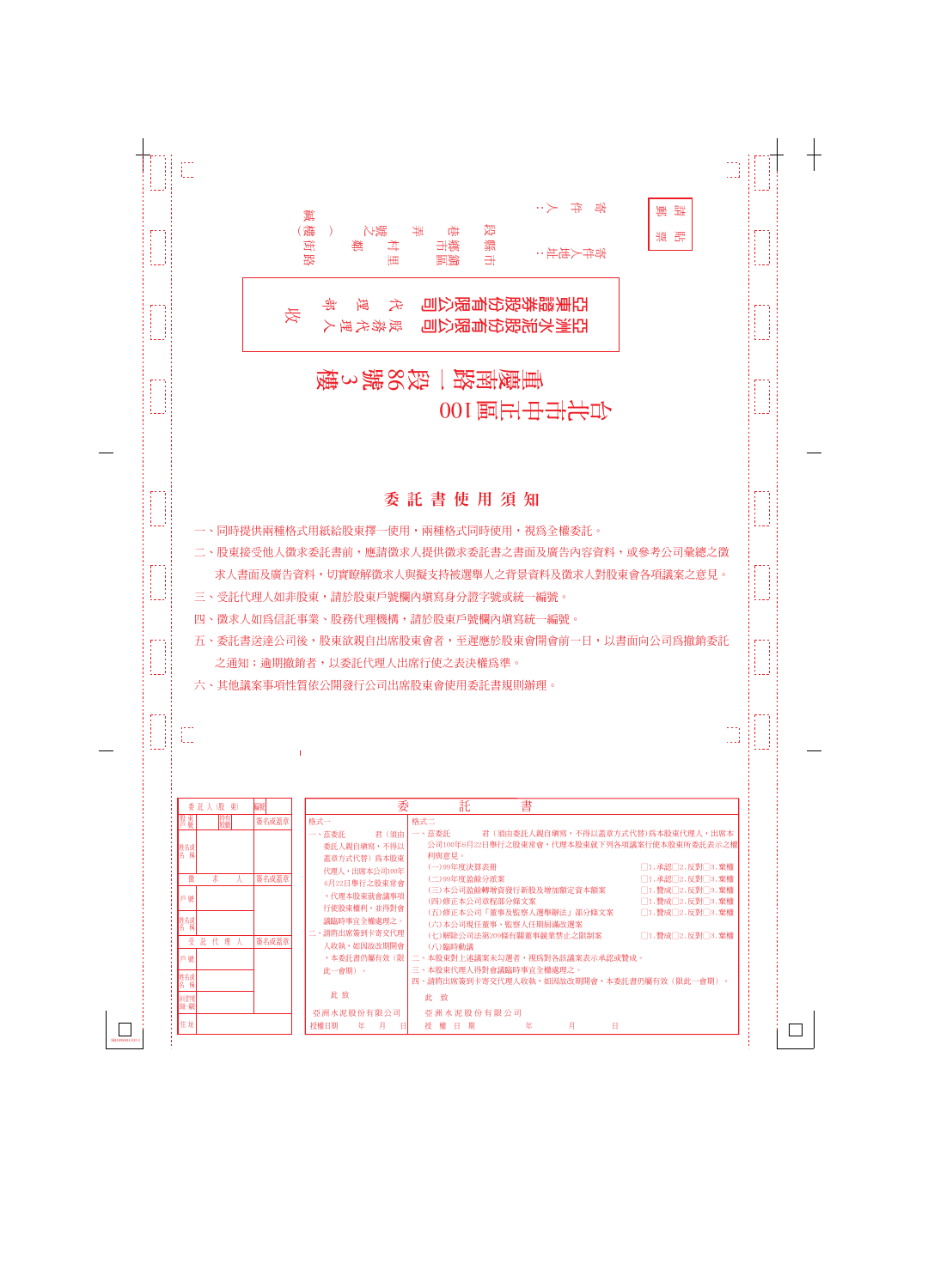請貼郵票

寄件人地址：＿＿縣市＿＿鄉鎮市區＿＿村里＿＿鄰＿＿路街＿＿段＿＿巷＿＿弄＿＿號之＿＿樓（　）

寄件人：

台北市中正區100
重慶南路一段86號3樓

亞洲水泥股份有限公司
亞東證券股份有限公司
代理股務代理部　收

## 委託書使用須知

一、同時提供兩種格式用紙給股東擇一使用，兩種格式同時使用，視為全權委託。

二、股東接受他人徵求委託書前，應請徵求人提供徵求委託書之書面及廣告內容資料，或參考公司彙總之徵求人書面及廣告資料，切實瞭解徵求人與擬支持被選舉人之背景資料及徵求人對股東會各項議案之意見。

三、受託代理人如非股東，請於股東戶號欄內填寫身分證字號或統一編號。

四、徵求人如為信託事業、股務代理機構，請於股東戶號欄內填寫統一編號。

五、委託書送達公司後，股東欲親自出席股東會者，至遲應於股東會開會前一日，以書面向公司為撤銷委託之通知；逾期撤銷者，以委託代理人出席行使之表決權為準。

六、其他議案事項性質依公開發行公司出席股東會使用委託書規則辦理。

| 委託人（股東） | | 編號 | |
|---|---|---|---|
| 股東戶號 | | 持有股數 | 簽名或蓋章 |
| 姓名或名稱 | | | |
| 徵求人 | | | 簽名或蓋章 |
| 戶號 | | | |
| 姓名或名稱 | | | |
| 受託代理人 | | | 簽名或蓋章 |
| 戶號 | | | |
| 姓名或名稱 | | | |
| 身分證字號或統一編號 | | | |
| 住址 | | | |

## 委　託　書

**格式一**

一、茲委託＿＿＿君（須由委託人親自填寫，不得以蓋章方式代替）為本股東代理人，出席本公司100年6月22日舉行之股東常會，代理本股東就會議事項行使股東權利，並得對會議臨時事宜全權處理之。

二、請將出席簽到卡寄交代理人收執，如因故改期開會，本委託書仍屬有效（限此一會期）。

此　致

亞洲水泥股份有限公司

授權日期　　年　　月　　日

**格式二**

一、茲委託＿＿＿君（須由委託人親自填寫，不得以蓋章方式代替）為本股東代理人，出席本公司100年6月22日舉行之股東常會，代理本股東就下列各項議案行使本股東所委託表示之權利與意見。

| 議案 | 意見 |
|---|---|
| (一)99年度決算表冊 | □1.承認□2.反對□3.棄權 |
| (二)99年度盈餘分派案 | □1.承認□2.反對□3.棄權 |
| (三)本公司盈餘轉增資發行新股及增加額定資本額案 | □1.贊成□2.反對□3.棄權 |
| (四)修正本公司章程部分條文案 | □1.贊成□2.反對□3.棄權 |
| (五)修正本公司「董事及監察人選舉辦法」部分條文案 | □1.贊成□2.反對□3.棄權 |
| (六)本公司現任董事、監察人任期屆滿改選案 | |
| (七)解除公司法第209條有關董事競業禁止之限制案 | □1.贊成□2.反對□3.棄權 |
| (八)臨時動議 | |

二、本股東對上述議案未勾選者，視為對各該議案表示承認或贊成。

三、本股東代理人得對會議臨時事宜全權處理之。

四、請將出席簽到卡寄交代理人收執，如因故改期開會，本委託書仍屬有效（限此一會期）。

此　致

亞洲水泥股份有限公司

授權日期　　年　　月　　日